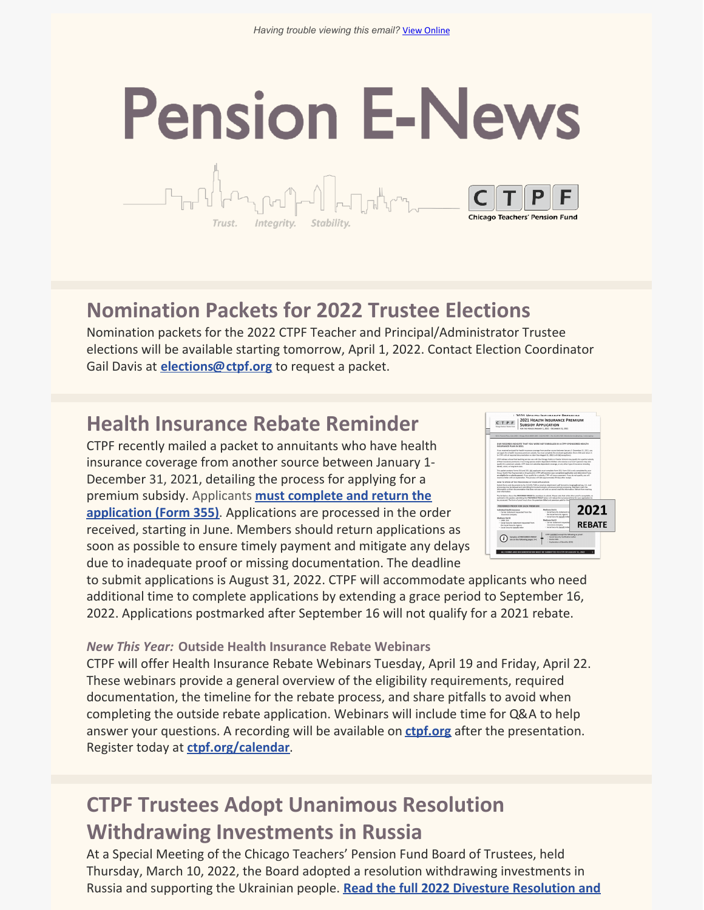Having trouble viewing this email? View Online

# Pension E-News

Trust. Integrity. Stability.

CTPF Chicago Teachers' Pension Fund

## Nomination Packets for 2022 Trustee Elections

Nomination packets for the 2022 CTPF Teacher and Principal/Administrator Trustee elections will be available starting tomorrow, April 1, 2022. Contact Election Coordinator Gail Davis at **elections@ctpf.org** to request a packet.

## Health Insurance Rebate Reminder

CTPF recently mailed a packet to annuitants who have health insurance coverage from another source between January 1-December 31, 2021, detailing the process for applying for a premium subsidy. Applicants **must complete and return the application (Form 355)**. Applications are processed in the order received, starting in June. Members should return applications as soon as possible to ensure timely payment and mitigate any delays due to inadequate proof or missing documentation. The deadline to submit applications is August 31, 2022. CTPF will accommodate applicants who need additional time to complete applications by extending a grace period to September 16, 2022. Applications postmarked after September 16 will not qualify for a 2021 rebate.

### *New This Year:* Outside Health Insurance Rebate Webinars

CTPF will offer Health Insurance Rebate Webinars Tuesday, April 19 and Friday, April 22. These webinars provide a general overview of the eligibility requirements, required documentation, the timeline for the rebate process, and share pitfalls to avoid when completing the outside rebate application. Webinars will include time for Q&A to help answer your questions. A recording will be available on **ctpf.org** after the presentation. Register today at **ctpf.org/calendar**.

## CTPF Trustees Adopt Unanimous Resolution Withdrawing Investments in Russia

At a Special Meeting of the Chicago Teachers' Pension Fund Board of Trustees, held Thursday, March 10, 2022, the Board adopted a resolution withdrawing investments in Russia and supporting the Ukrainian people. **Read the full 2022 Divesture Resolution and**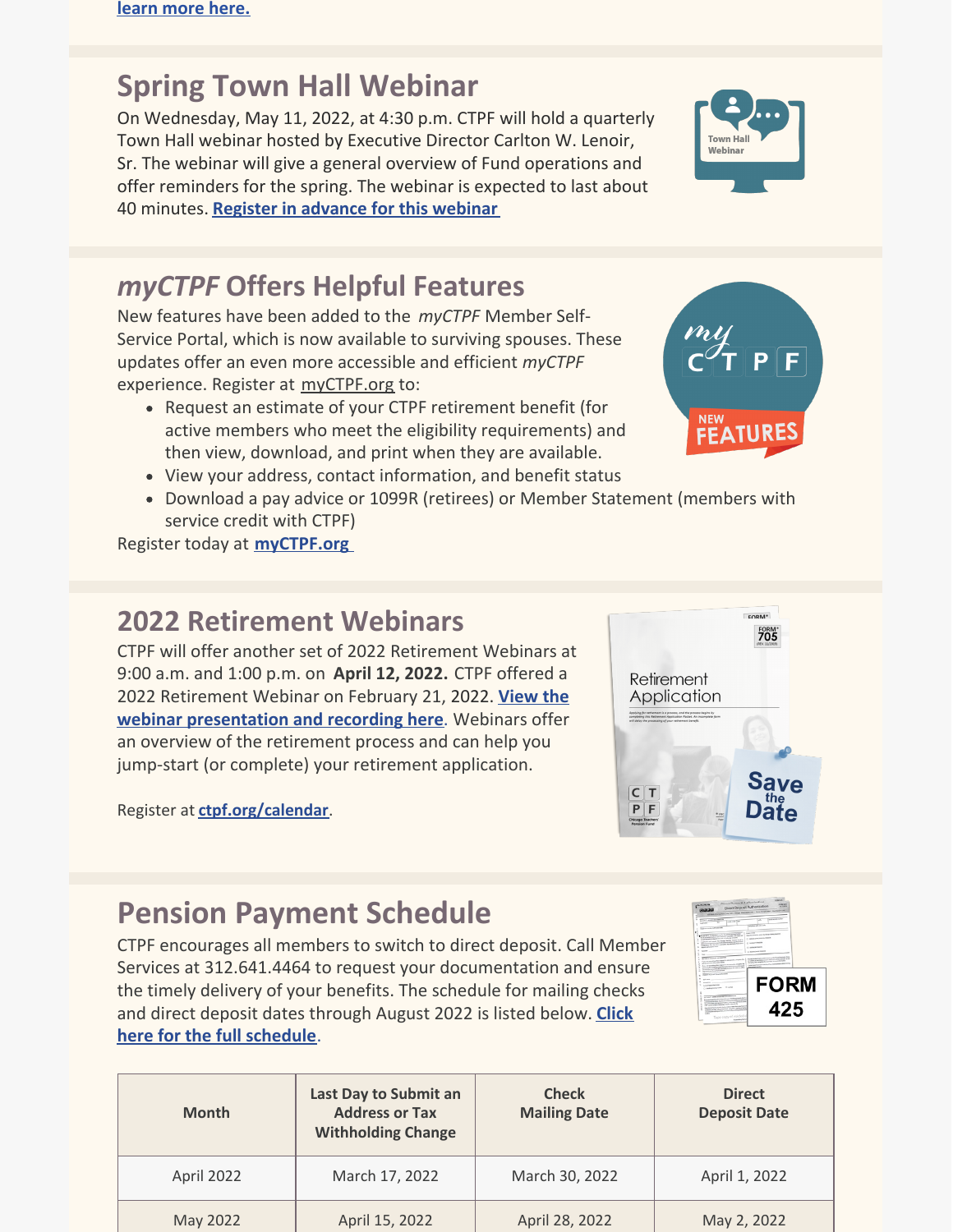learn more here.

## Spring Town Hall Webinar

On Wednesday, May 11, 2022, at 4:30 p.m. CTPF will hold a quarterly Town Hall webinar hosted by Executive Director Carlton W. Lenoir, Sr. The webinar will give a general overview of Fund operations and offer reminders for the spring. The webinar is expected to last about 40 minutes. **Register in advance for this webinar**

## *myCTPF* Offers Helpful Features

New features have been added to the *myCTPF* Member Self-Service Portal, which is now available to surviving spouses. These updates offer an even more accessible and efficient *myCTPF* experience. Register at myCTPF.org to:

- Request an estimate of your CTPF retirement benefit (for active members who meet the eligibility requirements) and then view, download, and print when they are available.
- View your address, contact information, and benefit status
- Download a pay advice or 1099R (retirees) or Member Statement (members with service credit with CTPF)

Register today at **myCTPF.org**

## 2022 Retirement Webinars

CTPF will offer another set of 2022 Retirement Webinars at 9:00 a.m. and 1:00 p.m. on **April 12, 2022.** CTPF offered a 2022 Retirement Webinar on February 21, 2022. **View the webinar presentation and recording here**. Webinars offer an overview of the retirement process and can help you jump-start (or complete) your retirement application.

Register at **ctpf.org/calendar**.

## Pension Payment Schedule

CTPF encourages all members to switch to direct deposit. Call Member Services at 312.641.4464 to request your documentation and ensure the timely delivery of your benefits. The schedule for mailing checks and direct deposit dates through August 2022 is listed below. **Click here for the full schedule**.

| Month | Last Day to Submit an Address or Tax Withholding Change | Check Mailing Date | Direct Deposit Date |
|---|---|---|---|
| April 2022 | March 17, 2022 | March 30, 2022 | April 1, 2022 |
| May 2022 | April 15, 2022 | April 28, 2022 | May 2, 2022 |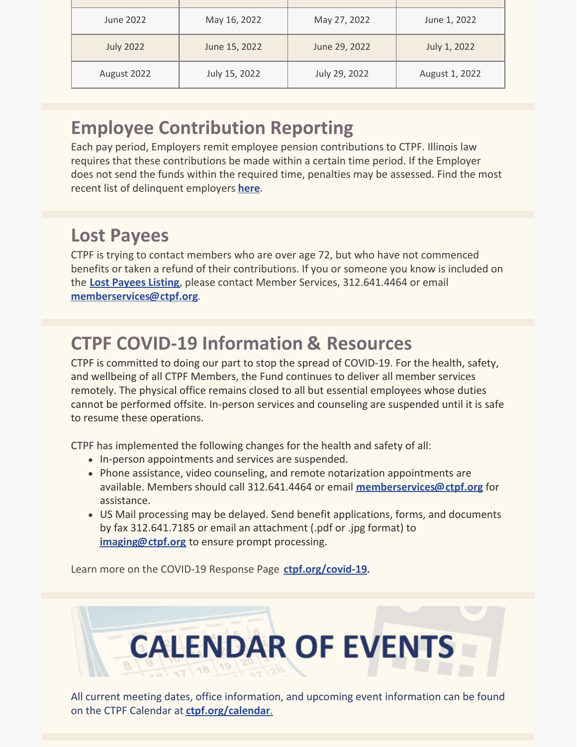| | | | |
|---|---|---|---|
| June 2022 | May 16, 2022 | May 27, 2022 | June 1, 2022 |
| July 2022 | June 15, 2022 | June 29, 2022 | July 1, 2022 |
| August 2022 | July 15, 2022 | July 29, 2022 | August 1, 2022 |

## Employee Contribution Reporting

Each pay period, Employers remit employee pension contributions to CTPF. Illinois law requires that these contributions be made within a certain time period. If the Employer does not send the funds within the required time, penalties may be assessed. Find the most recent list of delinquent employers **here**.

## Lost Payees

CTPF is trying to contact members who are over age 72, but who have not commenced benefits or taken a refund of their contributions. If you or someone you know is included on the **Lost Payees Listing**, please contact Member Services, 312.641.4464 or email **memberservices@ctpf.org**.

## CTPF COVID-19 Information & Resources

CTPF is committed to doing our part to stop the spread of COVID-19. For the health, safety, and wellbeing of all CTPF Members, the Fund continues to deliver all member services remotely. The physical office remains closed to all but essential employees whose duties cannot be performed offsite. In-person services and counseling are suspended until it is safe to resume these operations.

CTPF has implemented the following changes for the health and safety of all:

- In-person appointments and services are suspended.
- Phone assistance, video counseling, and remote notarization appointments are available. Members should call 312.641.4464 or email **memberservices@ctpf.org** for assistance.
- US Mail processing may be delayed. Send benefit applications, forms, and documents by fax 312.641.7185 or email an attachment (.pdf or .jpg format) to **imaging@ctpf.org** to ensure prompt processing.

Learn more on the COVID-19 Response Page **ctpf.org/covid-19.**

# CALENDAR OF EVENTS

All current meeting dates, office information, and upcoming event information can be found on the CTPF Calendar at **ctpf.org/calendar**.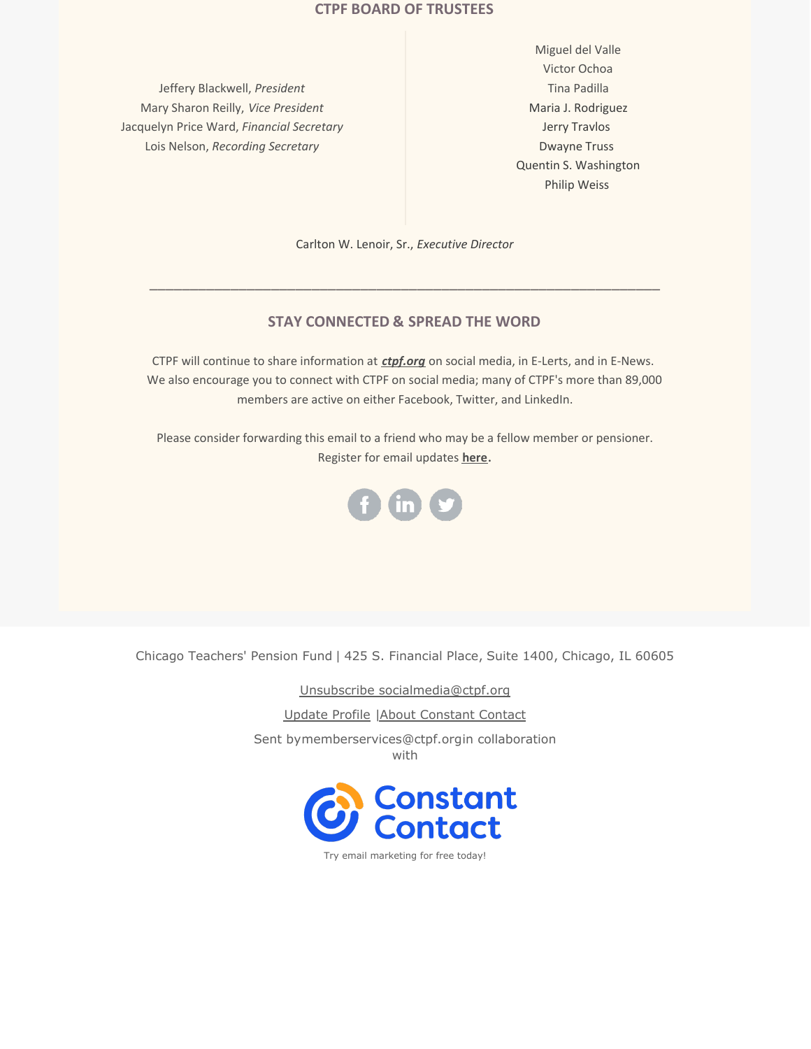## CTPF BOARD OF TRUSTEES

Jeffery Blackwell, *President*
Mary Sharon Reilly, *Vice President*
Jacquelyn Price Ward, *Financial Secretary*
Lois Nelson, *Recording Secretary*

Miguel del Valle
Victor Ochoa
Tina Padilla
Maria J. Rodriguez
Jerry Travlos
Dwayne Truss
Quentin S. Washington
Philip Weiss

Carlton W. Lenoir, Sr., *Executive Director*

---

## STAY CONNECTED & SPREAD THE WORD

CTPF will continue to share information at ***ctpf.org*** on social media, in E-Lerts, and in E-News. We also encourage you to connect with CTPF on social media; many of CTPF's more than 89,000 members are active on either Facebook, Twitter, and LinkedIn.

Please consider forwarding this email to a friend who may be a fellow member or pensioner. Register for email updates **here.**

Chicago Teachers' Pension Fund | 425 S. Financial Place, Suite 1400, Chicago, IL 60605

Unsubscribe socialmedia@ctpf.org

Update Profile |About Constant Contact

Sent bymemberservices@ctpf.orgin collaboration with

Constant Contact

Try email marketing for free today!